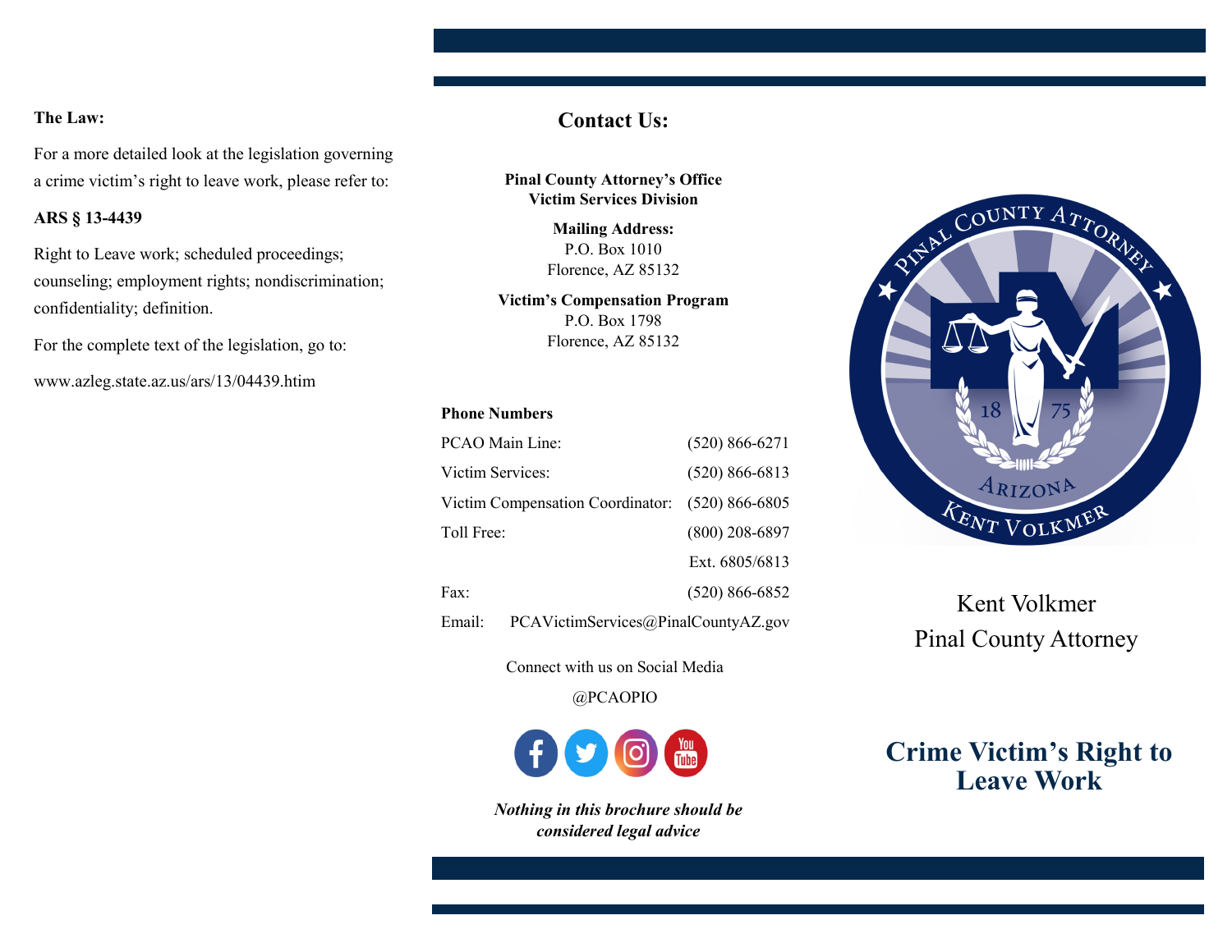**The Law:**

For a more detailed look at the legislation governing a crime victim's right to leave work, please refer to:

**ARS § 13-4439**

Right to Leave work; scheduled proceedings; counseling; employment rights; nondiscrimination; confidentiality; definition.

For the complete text of the legislation, go to:

www.azleg.state.az.us/ars/13/04439.htm

## Contact Us:

**Pinal County Attorney's Office**
**Victim Services Division**

**Mailing Address:**
P.O. Box 1010
Florence, AZ 85132

**Victim's Compensation Program**
P.O. Box 1798
Florence, AZ 85132

**Phone Numbers**

| | |
|---|---|
| PCAO Main Line: | (520) 866-6271 |
| Victim Services: | (520) 866-6813 |
| Victim Compensation Coordinator: | (520) 866-6805 |
| Toll Free: | (800) 208-6897 |
| | Ext. 6805/6813 |
| Fax: | (520) 866-6852 |
| Email: | PCAVictimServices@PinalCountyAZ.gov |

Connect with us on Social Media

@PCAOPIO

***Nothing in this brochure should be considered legal advice***

Pinal County Attorney
Arizona
18 75
Kent Volkmer

Kent Volkmer
Pinal County Attorney

# Crime Victim's Right to Leave Work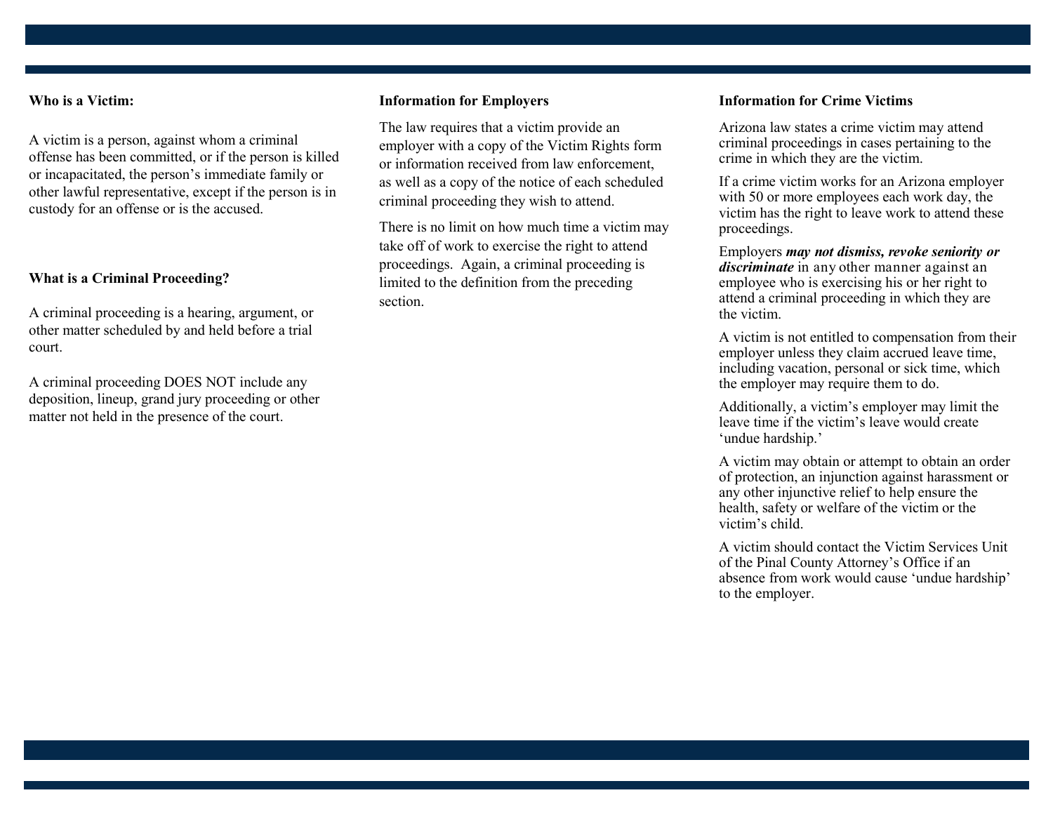### Who is a Victim:

A victim is a person, against whom a criminal offense has been committed, or if the person is killed or incapacitated, the person's immediate family or other lawful representative, except if the person is in custody for an offense or is the accused.

### What is a Criminal Proceeding?

A criminal proceeding is a hearing, argument, or other matter scheduled by and held before a trial court.

A criminal proceeding DOES NOT include any deposition, lineup, grand jury proceeding or other matter not held in the presence of the court.

### Information for Employers

The law requires that a victim provide an employer with a copy of the Victim Rights form or information received from law enforcement, as well as a copy of the notice of each scheduled criminal proceeding they wish to attend.

There is no limit on how much time a victim may take off of work to exercise the right to attend proceedings. Again, a criminal proceeding is limited to the definition from the preceding section.

### Information for Crime Victims

Arizona law states a crime victim may attend criminal proceedings in cases pertaining to the crime in which they are the victim.

If a crime victim works for an Arizona employer with 50 or more employees each work day, the victim has the right to leave work to attend these proceedings.

Employers ***may not dismiss, revoke seniority or discriminate*** in any other manner against an employee who is exercising his or her right to attend a criminal proceeding in which they are the victim.

A victim is not entitled to compensation from their employer unless they claim accrued leave time, including vacation, personal or sick time, which the employer may require them to do.

Additionally, a victim's employer may limit the leave time if the victim's leave would create 'undue hardship.'

A victim may obtain or attempt to obtain an order of protection, an injunction against harassment or any other injunctive relief to help ensure the health, safety or welfare of the victim or the victim's child.

A victim should contact the Victim Services Unit of the Pinal County Attorney's Office if an absence from work would cause 'undue hardship' to the employer.